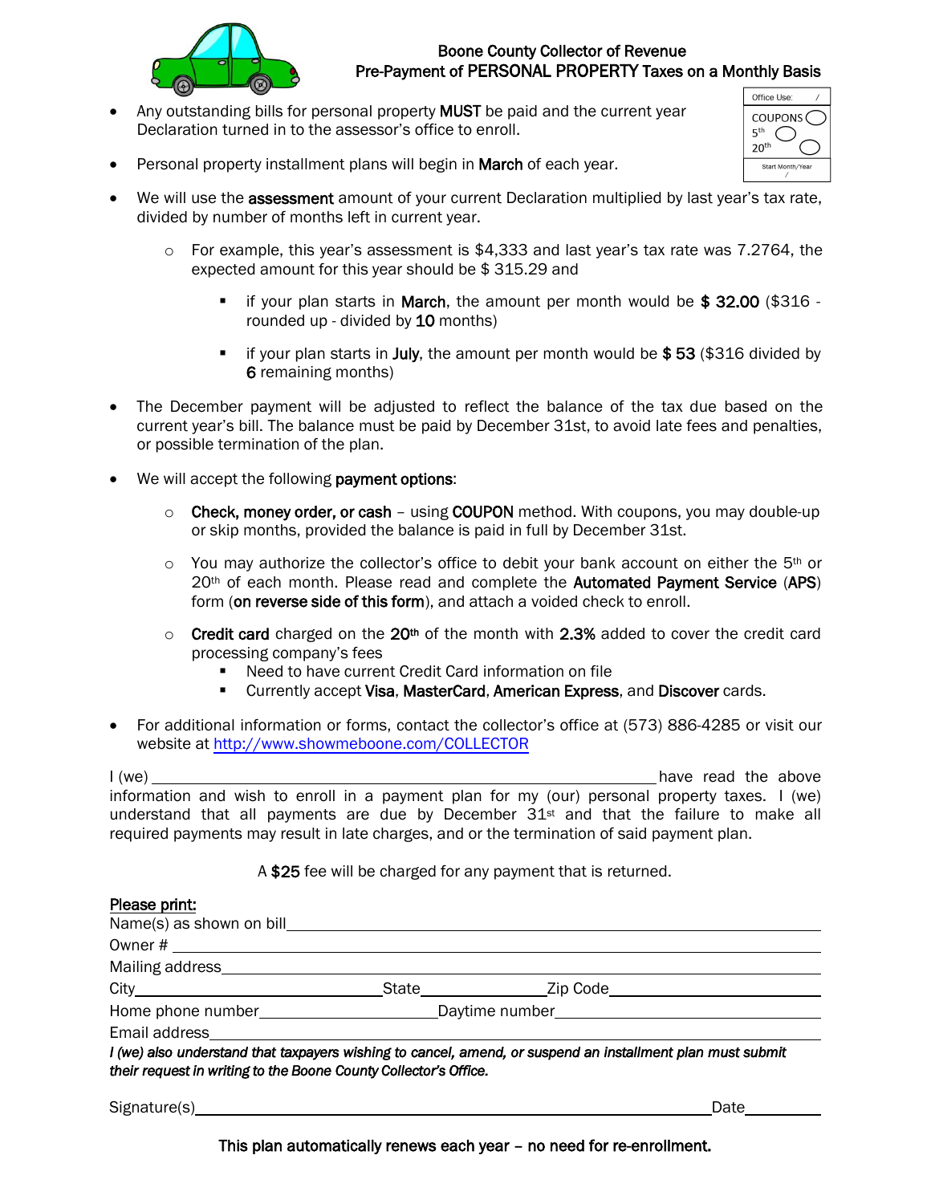# Boone County Collector of Revenue
## Pre-Payment of PERSONAL PROPERTY Taxes on a Monthly Basis

Office Use: /
COUPONS ◯
5th ◯
20th ◯
Start Month/Year /

- Any outstanding bills for personal property **MUST** be paid and the current year Declaration turned in to the assessor's office to enroll.
- Personal property installment plans will begin in **March** of each year.
- We will use the **assessment** amount of your current Declaration multiplied by last year's tax rate, divided by number of months left in current year.
  - For example, this year's assessment is $4,333 and last year's tax rate was 7.2764, the expected amount for this year should be $ 315.29 and
    - if your plan starts in **March**, the amount per month would be **$ 32.00** ($316 - rounded up - divided by **10** months)
    - if your plan starts in **July**, the amount per month would be **$ 53** ($316 divided by **6** remaining months)
- The December payment will be adjusted to reflect the balance of the tax due based on the current year's bill. The balance must be paid by December 31st, to avoid late fees and penalties, or possible termination of the plan.
- We will accept the following **payment options**:
  - **Check, money order, or cash** – using **COUPON** method. With coupons, you may double-up or skip months, provided the balance is paid in full by December 31st.
  - You may authorize the collector's office to debit your bank account on either the 5th or 20th of each month. Please read and complete the **Automated Payment Service** (**APS**) form (**on reverse side of this form**), and attach a voided check to enroll.
  - **Credit card** charged on the **20th** of the month with **2.3%** added to cover the credit card processing company's fees
    - Need to have current Credit Card information on file
    - Currently accept **Visa**, **MasterCard**, **American Express**, and **Discover** cards.
- For additional information or forms, contact the collector's office at (573) 886-4285 or visit our website at http://www.showmeboone.com/COLLECTOR

I (we) ______________________________ have read the above information and wish to enroll in a payment plan for my (our) personal property taxes. I (we) understand that all payments are due by December 31st and that the failure to make all required payments may result in late charges, and or the termination of said payment plan.

A **$25** fee will be charged for any payment that is returned.

**Please print:**

Name(s) as shown on bill______________________________

Owner # ______________________________

Mailing address______________________________

City______________ State______________ Zip Code______________

Home phone number______________ Daytime number______________

Email address______________________________

***I (we) also understand that taxpayers wishing to cancel, amend, or suspend an installment plan must submit their request in writing to the Boone County Collector's Office.***

Signature(s)______________________________ Date__________

**This plan automatically renews each year – no need for re-enrollment.**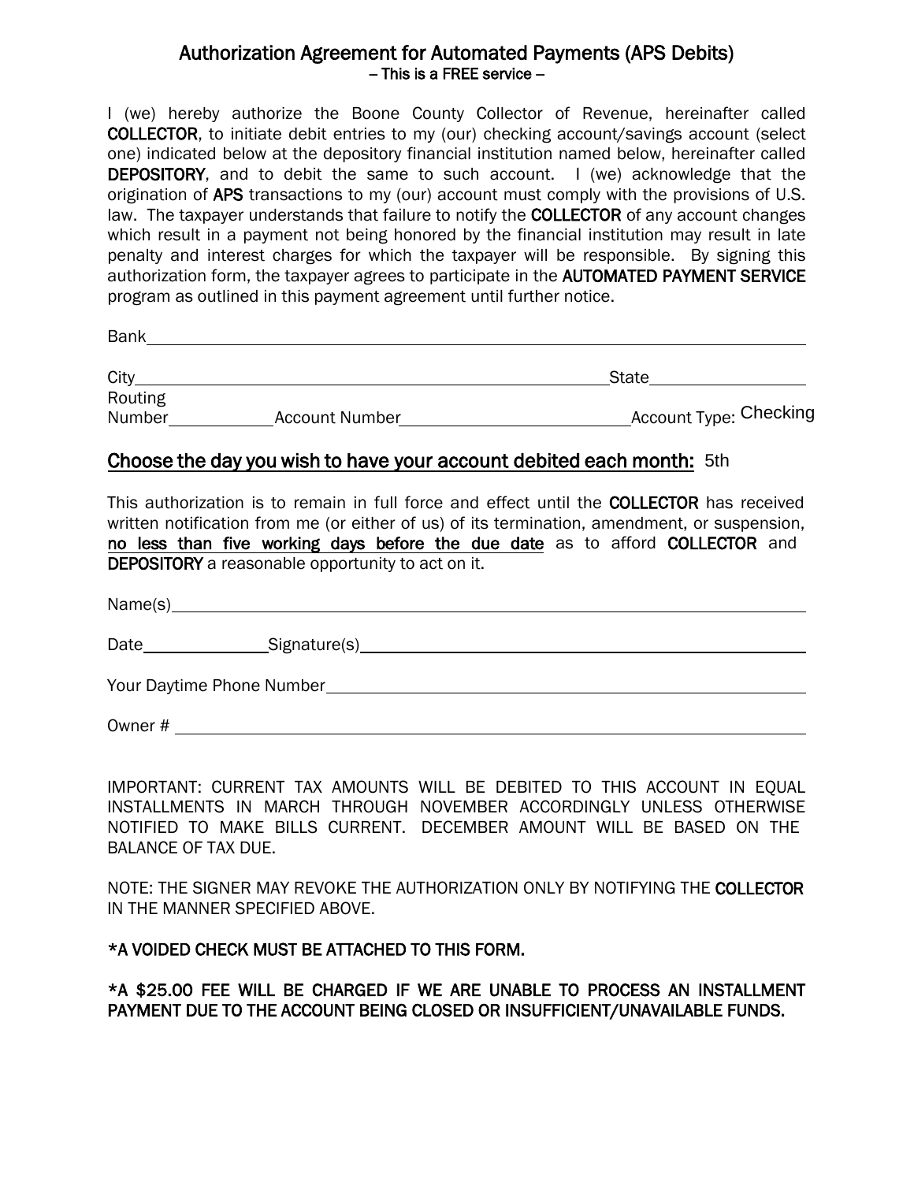## Authorization Agreement for Automated Payments (APS Debits)

– This is a FREE service –

I (we) hereby authorize the Boone County Collector of Revenue, hereinafter called **COLLECTOR**, to initiate debit entries to my (our) checking account/savings account (select one) indicated below at the depository financial institution named below, hereinafter called **DEPOSITORY**, and to debit the same to such account. I (we) acknowledge that the origination of **APS** transactions to my (our) account must comply with the provisions of U.S. law. The taxpayer understands that failure to notify the **COLLECTOR** of any account changes which result in a payment not being honored by the financial institution may result in late penalty and interest charges for which the taxpayer will be responsible. By signing this authorization form, the taxpayer agrees to participate in the **AUTOMATED PAYMENT SERVICE** program as outlined in this payment agreement until further notice.

Bank\_\_\_\_\_\_\_\_\_\_\_\_\_\_\_\_\_\_\_\_\_\_\_\_\_\_\_\_\_\_\_\_\_\_\_\_\_\_\_\_\_\_\_\_\_\_\_\_\_\_\_\_\_\_\_\_\_\_\_\_\_\_

City\_\_\_\_\_\_\_\_\_\_\_\_\_\_\_\_\_\_\_\_\_\_\_\_\_\_\_\_\_\_\_\_\_\_\_\_\_\_\_\_\_ State\_\_\_\_\_\_\_\_\_\_\_\_\_\_

Routing Number\_\_\_\_\_\_\_\_\_\_ Account Number\_\_\_\_\_\_\_\_\_\_\_\_\_\_\_\_\_\_\_\_\_\_ Account Type: Checking

### Choose the day you wish to have your account debited each month: 5th

This authorization is to remain in full force and effect until the **COLLECTOR** has received written notification from me (or either of us) of its termination, amendment, or suspension, **no less than five working days before the due date** as to afford **COLLECTOR** and **DEPOSITORY** a reasonable opportunity to act on it.

Name(s)\_\_\_\_\_\_\_\_\_\_\_\_\_\_\_\_\_\_\_\_\_\_\_\_\_\_\_\_\_\_\_\_\_\_\_\_\_\_\_\_\_\_\_\_\_\_\_\_\_\_\_\_\_\_\_\_\_\_\_\_

Date\_\_\_\_\_\_\_\_\_\_\_\_ Signature(s)\_\_\_\_\_\_\_\_\_\_\_\_\_\_\_\_\_\_\_\_\_\_\_\_\_\_\_\_\_\_\_\_\_\_\_\_\_\_\_\_\_\_

Your Daytime Phone Number\_\_\_\_\_\_\_\_\_\_\_\_\_\_\_\_\_\_\_\_\_\_\_\_\_\_\_\_\_\_\_\_\_\_\_\_\_\_\_\_\_\_\_\_\_

Owner # \_\_\_\_\_\_\_\_\_\_\_\_\_\_\_\_\_\_\_\_\_\_\_\_\_\_\_\_\_\_\_\_\_\_\_\_\_\_\_\_\_\_\_\_\_\_\_\_\_\_\_\_\_\_\_\_\_\_\_\_

IMPORTANT: CURRENT TAX AMOUNTS WILL BE DEBITED TO THIS ACCOUNT IN EQUAL INSTALLMENTS IN MARCH THROUGH NOVEMBER ACCORDINGLY UNLESS OTHERWISE NOTIFIED TO MAKE BILLS CURRENT. DECEMBER AMOUNT WILL BE BASED ON THE BALANCE OF TAX DUE.

NOTE: THE SIGNER MAY REVOKE THE AUTHORIZATION ONLY BY NOTIFYING THE **COLLECTOR** IN THE MANNER SPECIFIED ABOVE.

**\*A VOIDED CHECK MUST BE ATTACHED TO THIS FORM.**

**\*A $25.00 FEE WILL BE CHARGED IF WE ARE UNABLE TO PROCESS AN INSTALLMENT PAYMENT DUE TO THE ACCOUNT BEING CLOSED OR INSUFFICIENT/UNAVAILABLE FUNDS.**